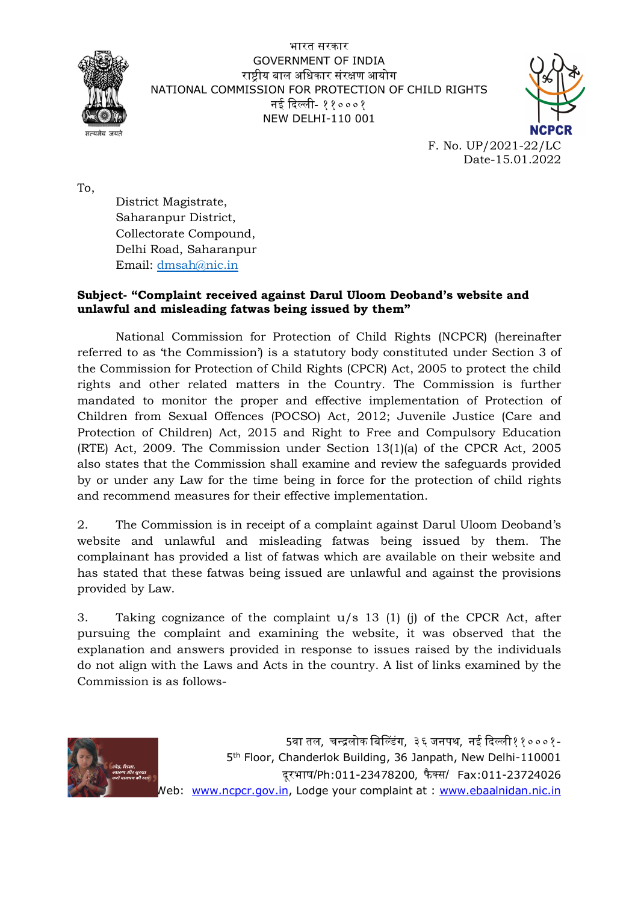भारत सरकार
GOVERNMENT OF INDIA
राष्ट्रीय बाल अधिकार संरक्षण आयोग
NATIONAL COMMISSION FOR PROTECTION OF CHILD RIGHTS
नई दिल्ली- ११०००१
NEW DELHI-110 001

F. No. UP/2021-22/LC
Date-15.01.2022

To,

District Magistrate,
Saharanpur District,
Collectorate Compound,
Delhi Road, Saharanpur
Email: dmsah@nic.in

**Subject- "Complaint received against Darul Uloom Deoband's website and unlawful and misleading fatwas being issued by them"**

National Commission for Protection of Child Rights (NCPCR) (hereinafter referred to as 'the Commission') is a statutory body constituted under Section 3 of the Commission for Protection of Child Rights (CPCR) Act, 2005 to protect the child rights and other related matters in the Country. The Commission is further mandated to monitor the proper and effective implementation of Protection of Children from Sexual Offences (POCSO) Act, 2012; Juvenile Justice (Care and Protection of Children) Act, 2015 and Right to Free and Compulsory Education (RTE) Act, 2009. The Commission under Section 13(1)(a) of the CPCR Act, 2005 also states that the Commission shall examine and review the safeguards provided by or under any Law for the time being in force for the protection of child rights and recommend measures for their effective implementation.

2. The Commission is in receipt of a complaint against Darul Uloom Deoband's website and unlawful and misleading fatwas being issued by them. The complainant has provided a list of fatwas which are available on their website and has stated that these fatwas being issued are unlawful and against the provisions provided by Law.

3. Taking cognizance of the complaint u/s 13 (1) (j) of the CPCR Act, after pursuing the complaint and examining the website, it was observed that the explanation and answers provided in response to issues raised by the individuals do not align with the Laws and Acts in the country. A list of links examined by the Commission is as follows-

5वा तल, चन्द्रलोक बिल्डिंग, ३६ जनपथ, नई दिल्ली११०००१-
5th Floor, Chanderlok Building, 36 Janpath, New Delhi-110001
दूरभाष/Ph:011-23478200, फैक्स/ Fax:011-23724026
Web: www.ncpcr.gov.in, Lodge your complaint at : www.ebaalnidan.nic.in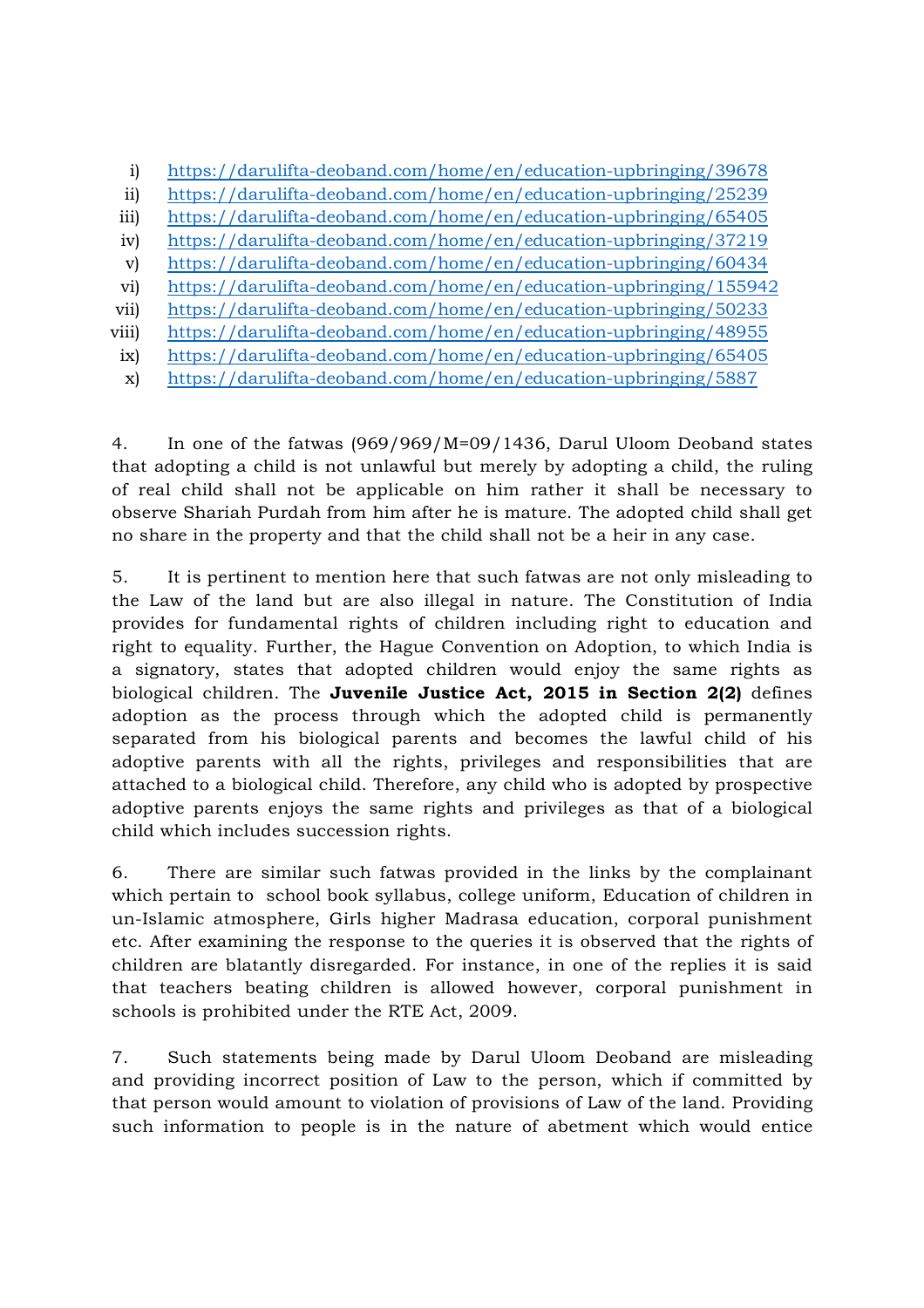i) https://darulifta-deoband.com/home/en/education-upbringing/39678
ii) https://darulifta-deoband.com/home/en/education-upbringing/25239
iii) https://darulifta-deoband.com/home/en/education-upbringing/65405
iv) https://darulifta-deoband.com/home/en/education-upbringing/37219
v) https://darulifta-deoband.com/home/en/education-upbringing/60434
vi) https://darulifta-deoband.com/home/en/education-upbringing/155942
vii) https://darulifta-deoband.com/home/en/education-upbringing/50233
viii) https://darulifta-deoband.com/home/en/education-upbringing/48955
ix) https://darulifta-deoband.com/home/en/education-upbringing/65405
x) https://darulifta-deoband.com/home/en/education-upbringing/5887

4. In one of the fatwas (969/969/M=09/1436, Darul Uloom Deoband states that adopting a child is not unlawful but merely by adopting a child, the ruling of real child shall not be applicable on him rather it shall be necessary to observe Shariah Purdah from him after he is mature. The adopted child shall get no share in the property and that the child shall not be a heir in any case.

5. It is pertinent to mention here that such fatwas are not only misleading to the Law of the land but are also illegal in nature. The Constitution of India provides for fundamental rights of children including right to education and right to equality. Further, the Hague Convention on Adoption, to which India is a signatory, states that adopted children would enjoy the same rights as biological children. The **Juvenile Justice Act, 2015 in Section 2(2)** defines adoption as the process through which the adopted child is permanently separated from his biological parents and becomes the lawful child of his adoptive parents with all the rights, privileges and responsibilities that are attached to a biological child. Therefore, any child who is adopted by prospective adoptive parents enjoys the same rights and privileges as that of a biological child which includes succession rights.

6. There are similar such fatwas provided in the links by the complainant which pertain to school book syllabus, college uniform, Education of children in un-Islamic atmosphere, Girls higher Madrasa education, corporal punishment etc. After examining the response to the queries it is observed that the rights of children are blatantly disregarded. For instance, in one of the replies it is said that teachers beating children is allowed however, corporal punishment in schools is prohibited under the RTE Act, 2009.

7. Such statements being made by Darul Uloom Deoband are misleading and providing incorrect position of Law to the person, which if committed by that person would amount to violation of provisions of Law of the land. Providing such information to people is in the nature of abetment which would entice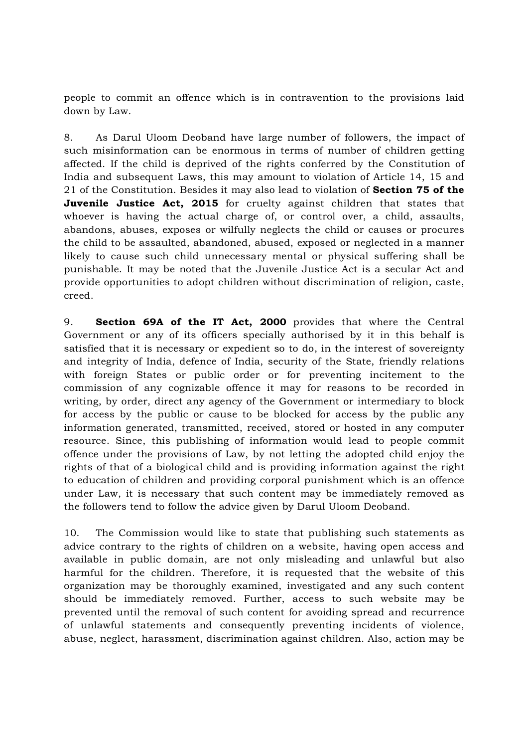people to commit an offence which is in contravention to the provisions laid down by Law.

8. As Darul Uloom Deoband have large number of followers, the impact of such misinformation can be enormous in terms of number of children getting affected. If the child is deprived of the rights conferred by the Constitution of India and subsequent Laws, this may amount to violation of Article 14, 15 and 21 of the Constitution. Besides it may also lead to violation of **Section 75 of the Juvenile Justice Act, 2015** for cruelty against children that states that whoever is having the actual charge of, or control over, a child, assaults, abandons, abuses, exposes or wilfully neglects the child or causes or procures the child to be assaulted, abandoned, abused, exposed or neglected in a manner likely to cause such child unnecessary mental or physical suffering shall be punishable. It may be noted that the Juvenile Justice Act is a secular Act and provide opportunities to adopt children without discrimination of religion, caste, creed.

9. **Section 69A of the IT Act, 2000** provides that where the Central Government or any of its officers specially authorised by it in this behalf is satisfied that it is necessary or expedient so to do, in the interest of sovereignty and integrity of India, defence of India, security of the State, friendly relations with foreign States or public order or for preventing incitement to the commission of any cognizable offence it may for reasons to be recorded in writing, by order, direct any agency of the Government or intermediary to block for access by the public or cause to be blocked for access by the public any information generated, transmitted, received, stored or hosted in any computer resource. Since, this publishing of information would lead to people commit offence under the provisions of Law, by not letting the adopted child enjoy the rights of that of a biological child and is providing information against the right to education of children and providing corporal punishment which is an offence under Law, it is necessary that such content may be immediately removed as the followers tend to follow the advice given by Darul Uloom Deoband.

10. The Commission would like to state that publishing such statements as advice contrary to the rights of children on a website, having open access and available in public domain, are not only misleading and unlawful but also harmful for the children. Therefore, it is requested that the website of this organization may be thoroughly examined, investigated and any such content should be immediately removed. Further, access to such website may be prevented until the removal of such content for avoiding spread and recurrence of unlawful statements and consequently preventing incidents of violence, abuse, neglect, harassment, discrimination against children. Also, action may be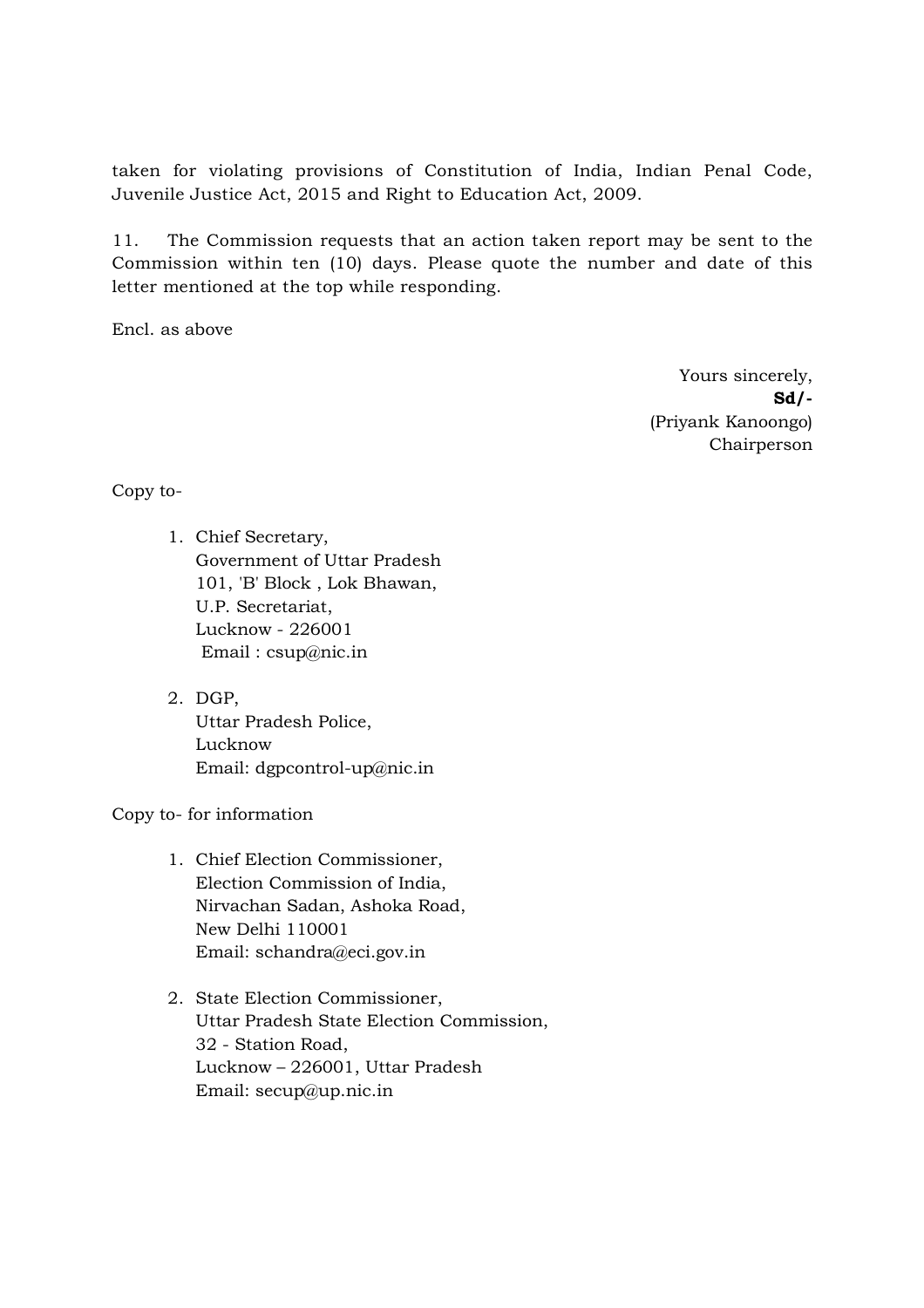taken for violating provisions of Constitution of India, Indian Penal Code, Juvenile Justice Act, 2015 and Right to Education Act, 2009.

11. The Commission requests that an action taken report may be sent to the Commission within ten (10) days. Please quote the number and date of this letter mentioned at the top while responding.

Encl. as above

Yours sincerely,
**Sd/-**
(Priyank Kanoongo)
Chairperson

Copy to-

1. Chief Secretary,
   Government of Uttar Pradesh
   101, 'B' Block , Lok Bhawan,
   U.P. Secretariat,
   Lucknow - 226001
   Email : csup@nic.in

2. DGP,
   Uttar Pradesh Police,
   Lucknow
   Email: dgpcontrol-up@nic.in

Copy to- for information

1. Chief Election Commissioner,
   Election Commission of India,
   Nirvachan Sadan, Ashoka Road,
   New Delhi 110001
   Email: schandra@eci.gov.in

2. State Election Commissioner,
   Uttar Pradesh State Election Commission,
   32 - Station Road,
   Lucknow – 226001, Uttar Pradesh
   Email: secup@up.nic.in